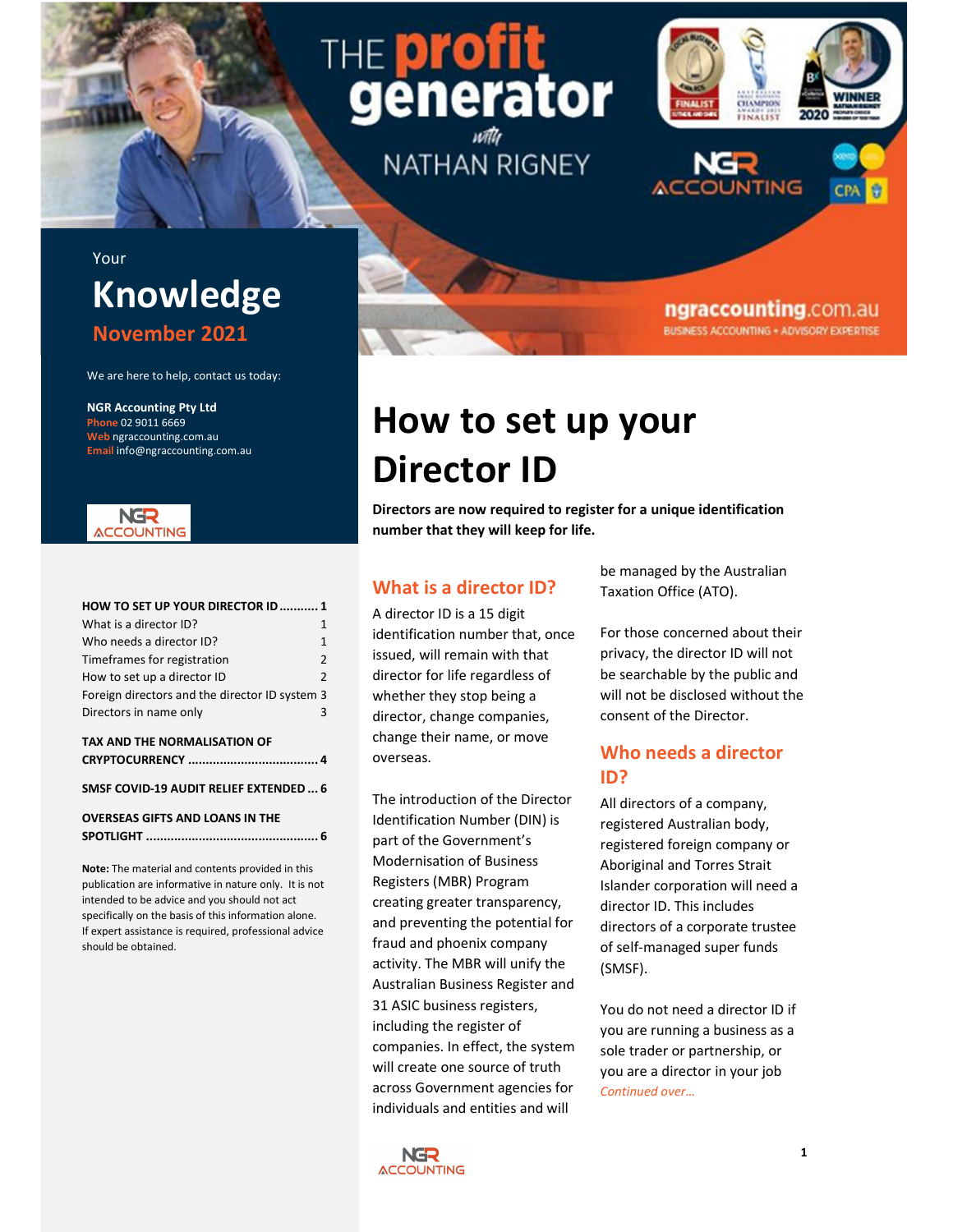# THE profit generator with NATHAN RIGNEY

NGR ACCOUNTING

ngraccounting.com.au
BUSINESS ACCOUNTING + ADVISORY EXPERTISE

Your
## Knowledge
**November 2021**

We are here to help, contact us today:

**NGR Accounting Pty Ltd**
Phone 02 9011 6669
Web ngraccounting.com.au
Email info@ngraccounting.com.au

| | |
|---|---|
| **HOW TO SET UP YOUR DIRECTOR ID** | **1** |
| What is a director ID? | 1 |
| Who needs a director ID? | 1 |
| Timeframes for registration | 2 |
| How to set up a director ID | 2 |
| Foreign directors and the director ID system | 3 |
| Directors in name only | 3 |
| **TAX AND THE NORMALISATION OF CRYPTOCURRENCY** | **4** |
| **SMSF COVID-19 AUDIT RELIEF EXTENDED** | **6** |
| **OVERSEAS GIFTS AND LOANS IN THE SPOTLIGHT** | **6** |

**Note:** The material and contents provided in this publication are informative in nature only. It is not intended to be advice and you should not act specifically on the basis of this information alone. If expert assistance is required, professional advice should be obtained.

# How to set up your Director ID

**Directors are now required to register for a unique identification number that they will keep for life.**

## What is a director ID?

A director ID is a 15 digit identification number that, once issued, will remain with that director for life regardless of whether they stop being a director, change companies, change their name, or move overseas.

The introduction of the Director Identification Number (DIN) is part of the Government's Modernisation of Business Registers (MBR) Program creating greater transparency, and preventing the potential for fraud and phoenix company activity. The MBR will unify the Australian Business Register and 31 ASIC business registers, including the register of companies. In effect, the system will create one source of truth across Government agencies for individuals and entities and will be managed by the Australian Taxation Office (ATO).

For those concerned about their privacy, the director ID will not be searchable by the public and will not be disclosed without the consent of the Director.

## Who needs a director ID?

All directors of a company, registered Australian body, registered foreign company or Aboriginal and Torres Strait Islander corporation will need a director ID. This includes directors of a corporate trustee of self-managed super funds (SMSF).

You do not need a director ID if you are running a business as a sole trader or partnership, or you are a director in your job

*Continued over…*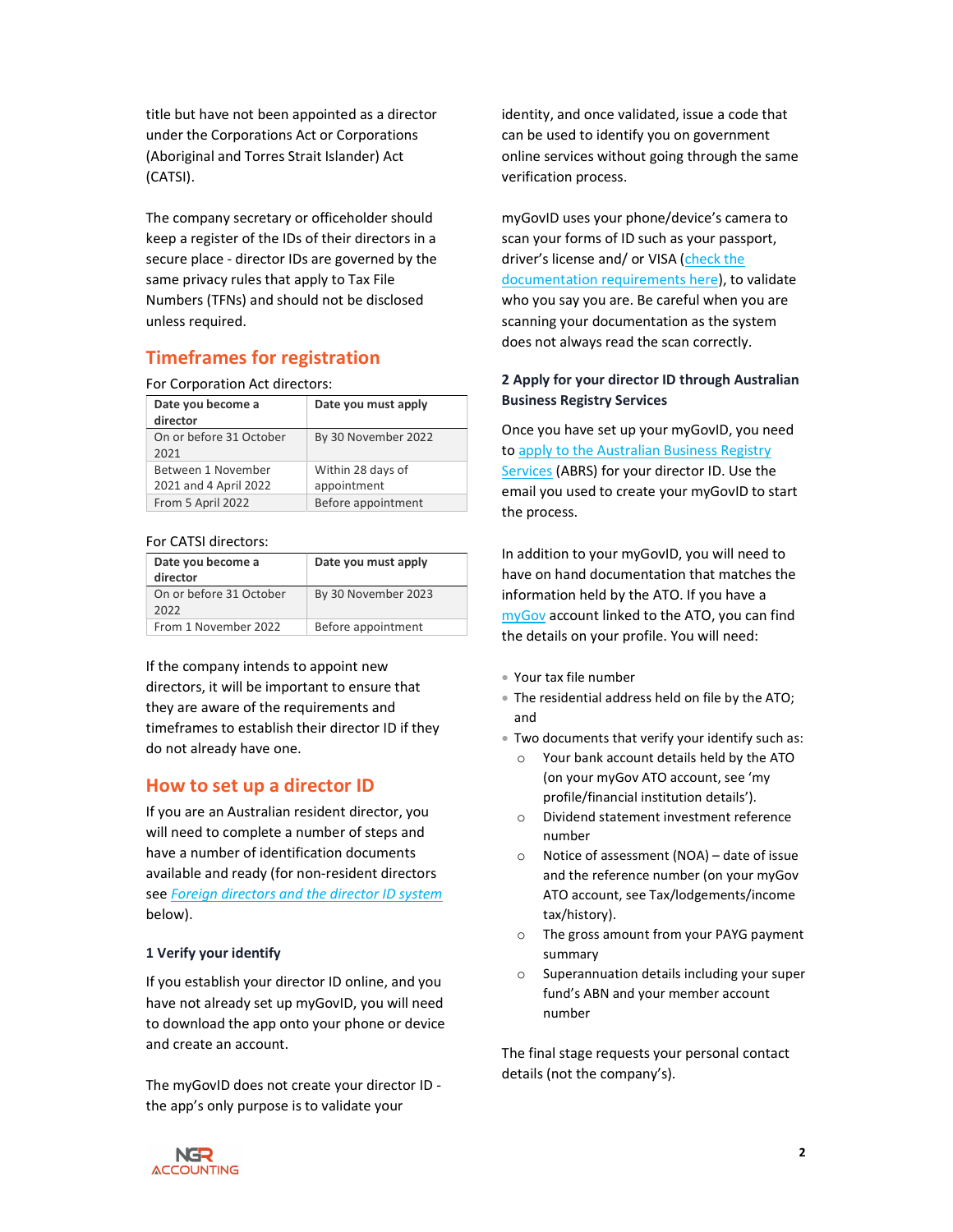title but have not been appointed as a director under the Corporations Act or Corporations (Aboriginal and Torres Strait Islander) Act (CATSI).

The company secretary or officeholder should keep a register of the IDs of their directors in a secure place - director IDs are governed by the same privacy rules that apply to Tax File Numbers (TFNs) and should not be disclosed unless required.

## Timeframes for registration

For Corporation Act directors:

| Date you become a director | Date you must apply |
|---|---|
| On or before 31 October 2021 | By 30 November 2022 |
| Between 1 November 2021 and 4 April 2022 | Within 28 days of appointment |
| From 5 April 2022 | Before appointment |

For CATSI directors:

| Date you become a director | Date you must apply |
|---|---|
| On or before 31 October 2022 | By 30 November 2023 |
| From 1 November 2022 | Before appointment |

If the company intends to appoint new directors, it will be important to ensure that they are aware of the requirements and timeframes to establish their director ID if they do not already have one.

## How to set up a director ID

If you are an Australian resident director, you will need to complete a number of steps and have a number of identification documents available and ready (for non-resident directors see *Foreign directors and the director ID system* below).

### 1 Verify your identify

If you establish your director ID online, and you have not already set up myGovID, you will need to download the app onto your phone or device and create an account.

The myGovID does not create your director ID - the app's only purpose is to validate your identity, and once validated, issue a code that can be used to identify you on government online services without going through the same verification process.

myGovID uses your phone/device's camera to scan your forms of ID such as your passport, driver's license and/ or VISA (check the documentation requirements here), to validate who you say you are. Be careful when you are scanning your documentation as the system does not always read the scan correctly.

### 2 Apply for your director ID through Australian Business Registry Services

Once you have set up your myGovID, you need to apply to the Australian Business Registry Services (ABRS) for your director ID. Use the email you used to create your myGovID to start the process.

In addition to your myGovID, you will need to have on hand documentation that matches the information held by the ATO. If you have a myGov account linked to the ATO, you can find the details on your profile. You will need:

- Your tax file number
- The residential address held on file by the ATO; and
- Two documents that verify your identify such as:
  - Your bank account details held by the ATO (on your myGov ATO account, see 'my profile/financial institution details').
  - Dividend statement investment reference number
  - Notice of assessment (NOA) – date of issue and the reference number (on your myGov ATO account, see Tax/lodgements/income tax/history).
  - The gross amount from your PAYG payment summary
  - Superannuation details including your super fund's ABN and your member account number

The final stage requests your personal contact details (not the company's).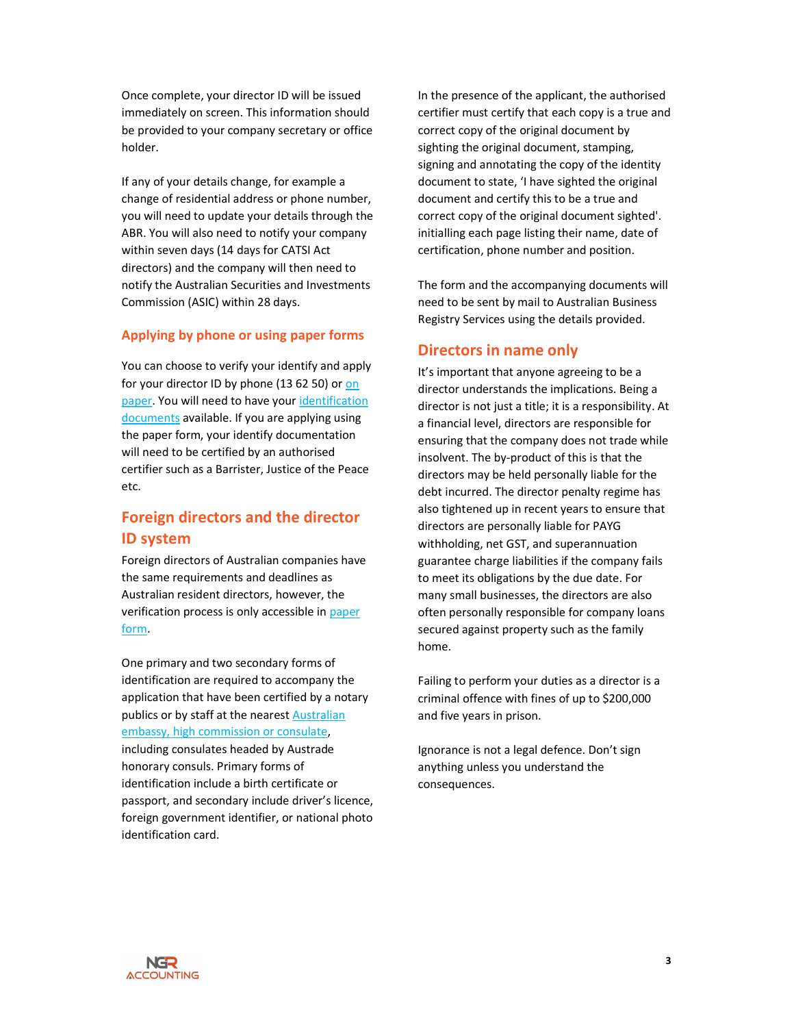Once complete, your director ID will be issued immediately on screen. This information should be provided to your company secretary or office holder.

If any of your details change, for example a change of residential address or phone number, you will need to update your details through the ABR. You will also need to notify your company within seven days (14 days for CATSI Act directors) and the company will then need to notify the Australian Securities and Investments Commission (ASIC) within 28 days.

### Applying by phone or using paper forms

You can choose to verify your identify and apply for your director ID by phone (13 62 50) or on paper. You will need to have your identification documents available. If you are applying using the paper form, your identify documentation will need to be certified by an authorised certifier such as a Barrister, Justice of the Peace etc.

## Foreign directors and the director ID system

Foreign directors of Australian companies have the same requirements and deadlines as Australian resident directors, however, the verification process is only accessible in paper form.

One primary and two secondary forms of identification are required to accompany the application that have been certified by a notary publics or by staff at the nearest Australian embassy, high commission or consulate, including consulates headed by Austrade honorary consuls. Primary forms of identification include a birth certificate or passport, and secondary include driver's licence, foreign government identifier, or national photo identification card.

In the presence of the applicant, the authorised certifier must certify that each copy is a true and correct copy of the original document by sighting the original document, stamping, signing and annotating the copy of the identity document to state, 'I have sighted the original document and certify this to be a true and correct copy of the original document sighted'. initialling each page listing their name, date of certification, phone number and position.

The form and the accompanying documents will need to be sent by mail to Australian Business Registry Services using the details provided.

## Directors in name only

It's important that anyone agreeing to be a director understands the implications. Being a director is not just a title; it is a responsibility. At a financial level, directors are responsible for ensuring that the company does not trade while insolvent. The by-product of this is that the directors may be held personally liable for the debt incurred. The director penalty regime has also tightened up in recent years to ensure that directors are personally liable for PAYG withholding, net GST, and superannuation guarantee charge liabilities if the company fails to meet its obligations by the due date. For many small businesses, the directors are also often personally responsible for company loans secured against property such as the family home.

Failing to perform your duties as a director is a criminal offence with fines of up to $200,000 and five years in prison.

Ignorance is not a legal defence. Don't sign anything unless you understand the consequences.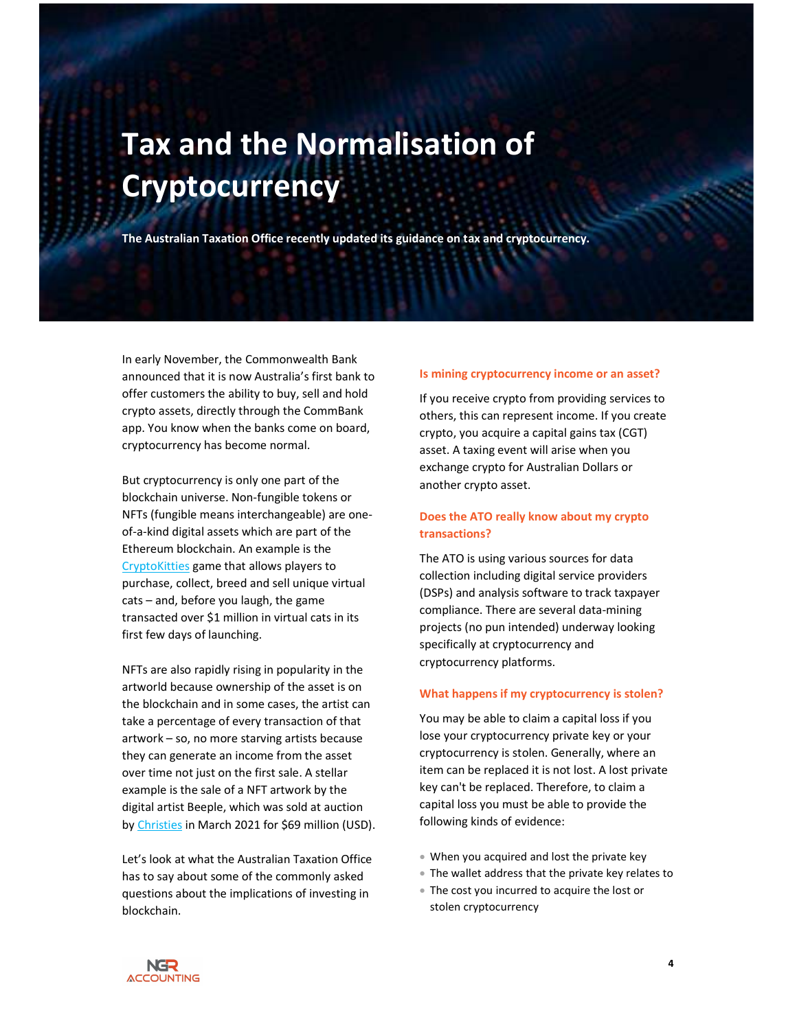# Tax and the Normalisation of Cryptocurrency

**The Australian Taxation Office recently updated its guidance on tax and cryptocurrency.**

In early November, the Commonwealth Bank announced that it is now Australia's first bank to offer customers the ability to buy, sell and hold crypto assets, directly through the CommBank app. You know when the banks come on board, cryptocurrency has become normal.

But cryptocurrency is only one part of the blockchain universe. Non-fungible tokens or NFTs (fungible means interchangeable) are one-of-a-kind digital assets which are part of the Ethereum blockchain. An example is the CryptoKitties game that allows players to purchase, collect, breed and sell unique virtual cats – and, before you laugh, the game transacted over $1 million in virtual cats in its first few days of launching.

NFTs are also rapidly rising in popularity in the artworld because ownership of the asset is on the blockchain and in some cases, the artist can take a percentage of every transaction of that artwork – so, no more starving artists because they can generate an income from the asset over time not just on the first sale. A stellar example is the sale of a NFT artwork by the digital artist Beeple, which was sold at auction by Christies in March 2021 for $69 million (USD).

Let's look at what the Australian Taxation Office has to say about some of the commonly asked questions about the implications of investing in blockchain.

### Is mining cryptocurrency income or an asset?

If you receive crypto from providing services to others, this can represent income. If you create crypto, you acquire a capital gains tax (CGT) asset. A taxing event will arise when you exchange crypto for Australian Dollars or another crypto asset.

### Does the ATO really know about my crypto transactions?

The ATO is using various sources for data collection including digital service providers (DSPs) and analysis software to track taxpayer compliance. There are several data-mining projects (no pun intended) underway looking specifically at cryptocurrency and cryptocurrency platforms.

### What happens if my cryptocurrency is stolen?

You may be able to claim a capital loss if you lose your cryptocurrency private key or your cryptocurrency is stolen. Generally, where an item can be replaced it is not lost. A lost private key can't be replaced. Therefore, to claim a capital loss you must be able to provide the following kinds of evidence:

- When you acquired and lost the private key
- The wallet address that the private key relates to
- The cost you incurred to acquire the lost or stolen cryptocurrency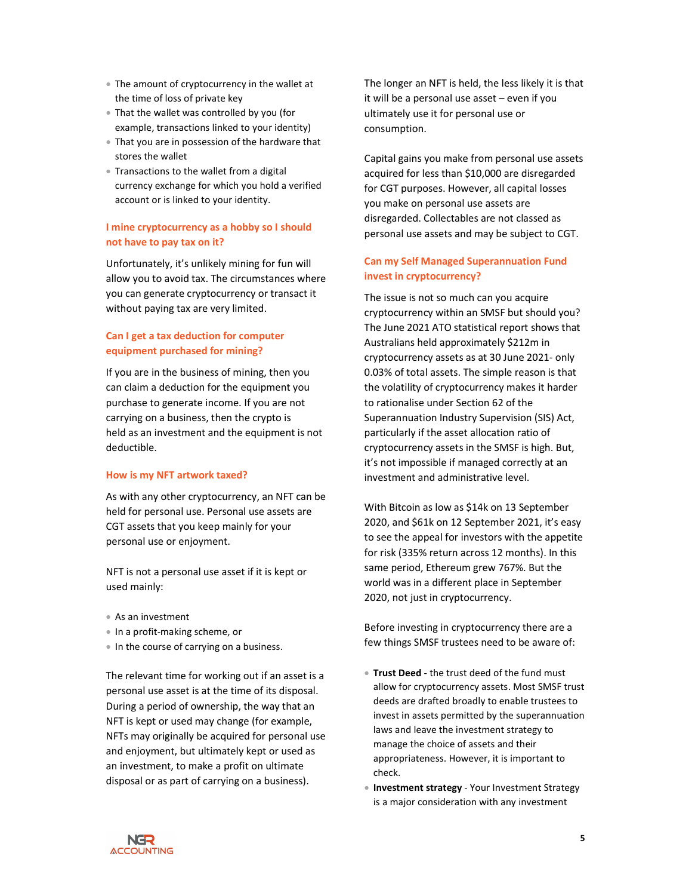- The amount of cryptocurrency in the wallet at the time of loss of private key
- That the wallet was controlled by you (for example, transactions linked to your identity)
- That you are in possession of the hardware that stores the wallet
- Transactions to the wallet from a digital currency exchange for which you hold a verified account or is linked to your identity.

### I mine cryptocurrency as a hobby so I should not have to pay tax on it?

Unfortunately, it's unlikely mining for fun will allow you to avoid tax. The circumstances where you can generate cryptocurrency or transact it without paying tax are very limited.

### Can I get a tax deduction for computer equipment purchased for mining?

If you are in the business of mining, then you can claim a deduction for the equipment you purchase to generate income. If you are not carrying on a business, then the crypto is held as an investment and the equipment is not deductible.

### How is my NFT artwork taxed?

As with any other cryptocurrency, an NFT can be held for personal use. Personal use assets are CGT assets that you keep mainly for your personal use or enjoyment.

NFT is not a personal use asset if it is kept or used mainly:

- As an investment
- In a profit-making scheme, or
- In the course of carrying on a business.

The relevant time for working out if an asset is a personal use asset is at the time of its disposal. During a period of ownership, the way that an NFT is kept or used may change (for example, NFTs may originally be acquired for personal use and enjoyment, but ultimately kept or used as an investment, to make a profit on ultimate disposal or as part of carrying on a business).

The longer an NFT is held, the less likely it is that it will be a personal use asset – even if you ultimately use it for personal use or consumption.

Capital gains you make from personal use assets acquired for less than $10,000 are disregarded for CGT purposes. However, all capital losses you make on personal use assets are disregarded. Collectables are not classed as personal use assets and may be subject to CGT.

### Can my Self Managed Superannuation Fund invest in cryptocurrency?

The issue is not so much can you acquire cryptocurrency within an SMSF but should you? The June 2021 ATO statistical report shows that Australians held approximately $212m in cryptocurrency assets as at 30 June 2021- only 0.03% of total assets. The simple reason is that the volatility of cryptocurrency makes it harder to rationalise under Section 62 of the Superannuation Industry Supervision (SIS) Act, particularly if the asset allocation ratio of cryptocurrency assets in the SMSF is high. But, it's not impossible if managed correctly at an investment and administrative level.

With Bitcoin as low as $14k on 13 September 2020, and $61k on 12 September 2021, it's easy to see the appeal for investors with the appetite for risk (335% return across 12 months). In this same period, Ethereum grew 767%. But the world was in a different place in September 2020, not just in cryptocurrency.

Before investing in cryptocurrency there are a few things SMSF trustees need to be aware of:

- **Trust Deed** - the trust deed of the fund must allow for cryptocurrency assets. Most SMSF trust deeds are drafted broadly to enable trustees to invest in assets permitted by the superannuation laws and leave the investment strategy to manage the choice of assets and their appropriateness. However, it is important to check.
- **Investment strategy** - Your Investment Strategy is a major consideration with any investment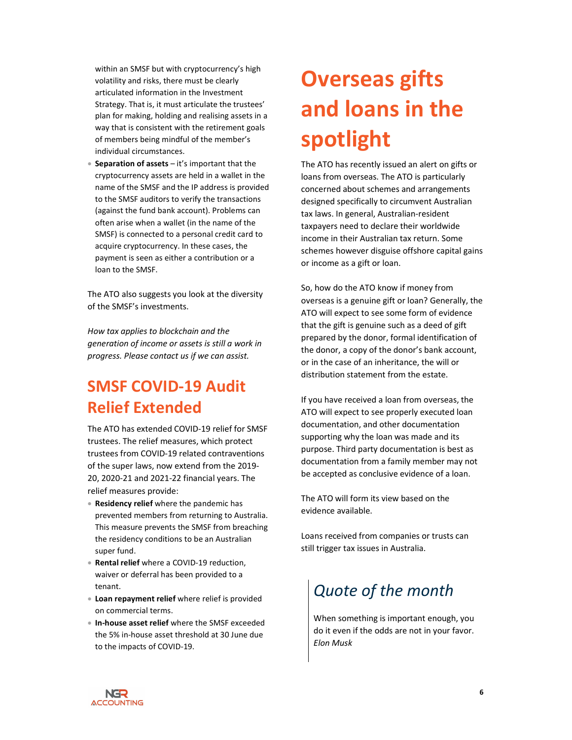within an SMSF but with cryptocurrency's high volatility and risks, there must be clearly articulated information in the Investment Strategy. That is, it must articulate the trustees' plan for making, holding and realising assets in a way that is consistent with the retirement goals of members being mindful of the member's individual circumstances.

- **Separation of assets** – it's important that the cryptocurrency assets are held in a wallet in the name of the SMSF and the IP address is provided to the SMSF auditors to verify the transactions (against the fund bank account). Problems can often arise when a wallet (in the name of the SMSF) is connected to a personal credit card to acquire cryptocurrency. In these cases, the payment is seen as either a contribution or a loan to the SMSF.

The ATO also suggests you look at the diversity of the SMSF's investments.

*How tax applies to blockchain and the generation of income or assets is still a work in progress. Please contact us if we can assist.*

## SMSF COVID-19 Audit Relief Extended

The ATO has extended COVID-19 relief for SMSF trustees. The relief measures, which protect trustees from COVID-19 related contraventions of the super laws, now extend from the 2019-20, 2020-21 and 2021-22 financial years. The relief measures provide:

- **Residency relief** where the pandemic has prevented members from returning to Australia. This measure prevents the SMSF from breaching the residency conditions to be an Australian super fund.
- **Rental relief** where a COVID-19 reduction, waiver or deferral has been provided to a tenant.
- **Loan repayment relief** where relief is provided on commercial terms.
- **In-house asset relief** where the SMSF exceeded the 5% in-house asset threshold at 30 June due to the impacts of COVID-19.

# Overseas gifts and loans in the spotlight

The ATO has recently issued an alert on gifts or loans from overseas. The ATO is particularly concerned about schemes and arrangements designed specifically to circumvent Australian tax laws. In general, Australian-resident taxpayers need to declare their worldwide income in their Australian tax return. Some schemes however disguise offshore capital gains or income as a gift or loan.

So, how do the ATO know if money from overseas is a genuine gift or loan? Generally, the ATO will expect to see some form of evidence that the gift is genuine such as a deed of gift prepared by the donor, formal identification of the donor, a copy of the donor's bank account, or in the case of an inheritance, the will or distribution statement from the estate.

If you have received a loan from overseas, the ATO will expect to see properly executed loan documentation, and other documentation supporting why the loan was made and its purpose. Third party documentation is best as documentation from a family member may not be accepted as conclusive evidence of a loan.

The ATO will form its view based on the evidence available.

Loans received from companies or trusts can still trigger tax issues in Australia.

## *Quote of the month*

When something is important enough, you do it even if the odds are not in your favor.
*Elon Musk*